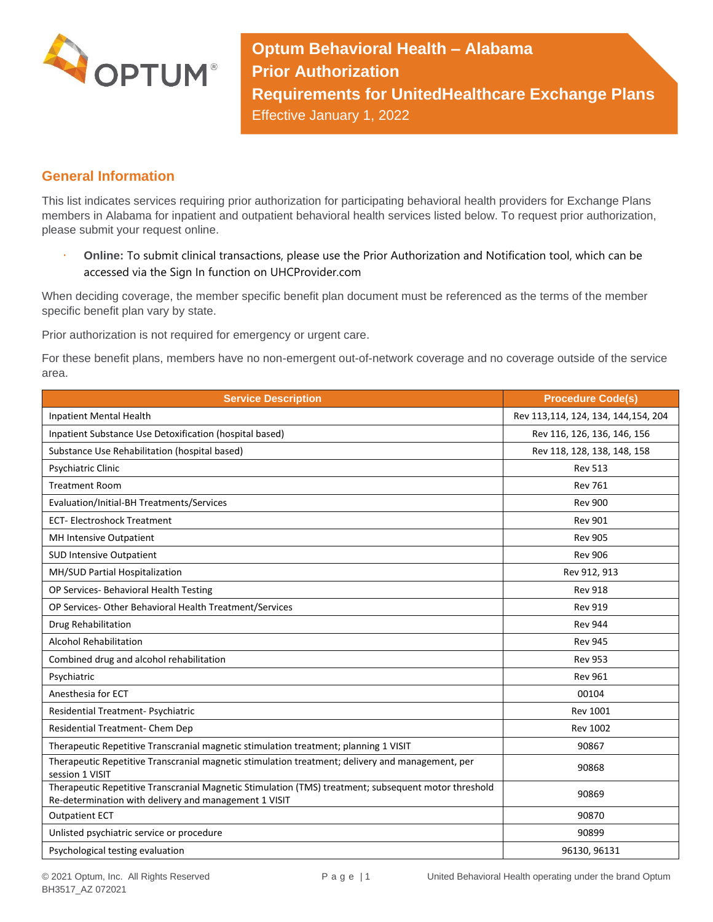# Optum Behavioral Health – Alabama Prior Authorization Requirements for UnitedHealthcare Exchange Plans

Effective January 1, 2022

## General Information

This list indicates services requiring prior authorization for participating behavioral health providers for Exchange Plans members in Alabama for inpatient and outpatient behavioral health services listed below. To request prior authorization, please submit your request online.

- **Online:** To submit clinical transactions, please use the Prior Authorization and Notification tool, which can be accessed via the Sign In function on UHCProvider.com

When deciding coverage, the member specific benefit plan document must be referenced as the terms of the member specific benefit plan vary by state.

Prior authorization is not required for emergency or urgent care.

For these benefit plans, members have no non-emergent out-of-network coverage and no coverage outside of the service area.

| Service Description | Procedure Code(s) |
|---|---|
| Inpatient Mental Health | Rev 113,114, 124, 134, 144,154, 204 |
| Inpatient Substance Use Detoxification (hospital based) | Rev 116, 126, 136, 146, 156 |
| Substance Use Rehabilitation (hospital based) | Rev 118, 128, 138, 148, 158 |
| Psychiatric Clinic | Rev 513 |
| Treatment Room | Rev 761 |
| Evaluation/Initial-BH Treatments/Services | Rev 900 |
| ECT- Electroshock Treatment | Rev 901 |
| MH Intensive Outpatient | Rev 905 |
| SUD Intensive Outpatient | Rev 906 |
| MH/SUD Partial Hospitalization | Rev 912, 913 |
| OP Services- Behavioral Health Testing | Rev 918 |
| OP Services- Other Behavioral Health Treatment/Services | Rev 919 |
| Drug Rehabilitation | Rev 944 |
| Alcohol Rehabilitation | Rev 945 |
| Combined drug and alcohol rehabilitation | Rev 953 |
| Psychiatric | Rev 961 |
| Anesthesia for ECT | 00104 |
| Residential Treatment- Psychiatric | Rev 1001 |
| Residential Treatment- Chem Dep | Rev 1002 |
| Therapeutic Repetitive Transcranial magnetic stimulation treatment; planning 1 VISIT | 90867 |
| Therapeutic Repetitive Transcranial magnetic stimulation treatment; delivery and management, per session 1 VISIT | 90868 |
| Therapeutic Repetitive Transcranial Magnetic Stimulation (TMS) treatment; subsequent motor threshold Re-determination with delivery and management 1 VISIT | 90869 |
| Outpatient ECT | 90870 |
| Unlisted psychiatric service or procedure | 90899 |
| Psychological testing evaluation | 96130, 96131 |

© 2021 Optum, Inc. All Rights Reserved
BH3517_AZ 072021

United Behavioral Health operating under the brand Optum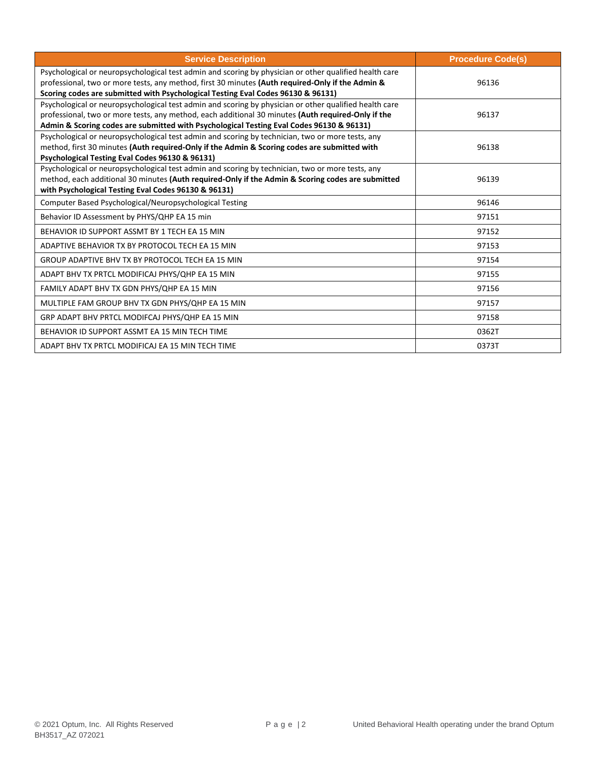| Service Description | Procedure Code(s) |
|---|---|
| Psychological or neuropsychological test admin and scoring by physician or other qualified health care professional, two or more tests, any method, first 30 minutes **(Auth required-Only if the Admin & Scoring codes are submitted with Psychological Testing Eval Codes 96130 & 96131)** | 96136 |
| Psychological or neuropsychological test admin and scoring by physician or other qualified health care professional, two or more tests, any method, each additional 30 minutes **(Auth required-Only if the Admin & Scoring codes are submitted with Psychological Testing Eval Codes 96130 & 96131)** | 96137 |
| Psychological or neuropsychological test admin and scoring by technician, two or more tests, any method, first 30 minutes **(Auth required-Only if the Admin & Scoring codes are submitted with Psychological Testing Eval Codes 96130 & 96131)** | 96138 |
| Psychological or neuropsychological test admin and scoring by technician, two or more tests, any method, each additional 30 minutes **(Auth required-Only if the Admin & Scoring codes are submitted with Psychological Testing Eval Codes 96130 & 96131)** | 96139 |
| Computer Based Psychological/Neuropsychological Testing | 96146 |
| Behavior ID Assessment by PHYS/QHP EA 15 min | 97151 |
| BEHAVIOR ID SUPPORT ASSMT BY 1 TECH EA 15 MIN | 97152 |
| ADAPTIVE BEHAVIOR TX BY PROTOCOL TECH EA 15 MIN | 97153 |
| GROUP ADAPTIVE BHV TX BY PROTOCOL TECH EA 15 MIN | 97154 |
| ADAPT BHV TX PRTCL MODIFICAJ PHYS/QHP EA 15 MIN | 97155 |
| FAMILY ADAPT BHV TX GDN PHYS/QHP EA 15 MIN | 97156 |
| MULTIPLE FAM GROUP BHV TX GDN PHYS/QHP EA 15 MIN | 97157 |
| GRP ADAPT BHV PRTCL MODIFCAJ PHYS/QHP EA 15 MIN | 97158 |
| BEHAVIOR ID SUPPORT ASSMT EA 15 MIN TECH TIME | 0362T |
| ADAPT BHV TX PRTCL MODIFICAJ EA 15 MIN TECH TIME | 0373T |

© 2021 Optum, Inc. All Rights Reserved
BH3517_AZ 072021

United Behavioral Health operating under the brand Optum